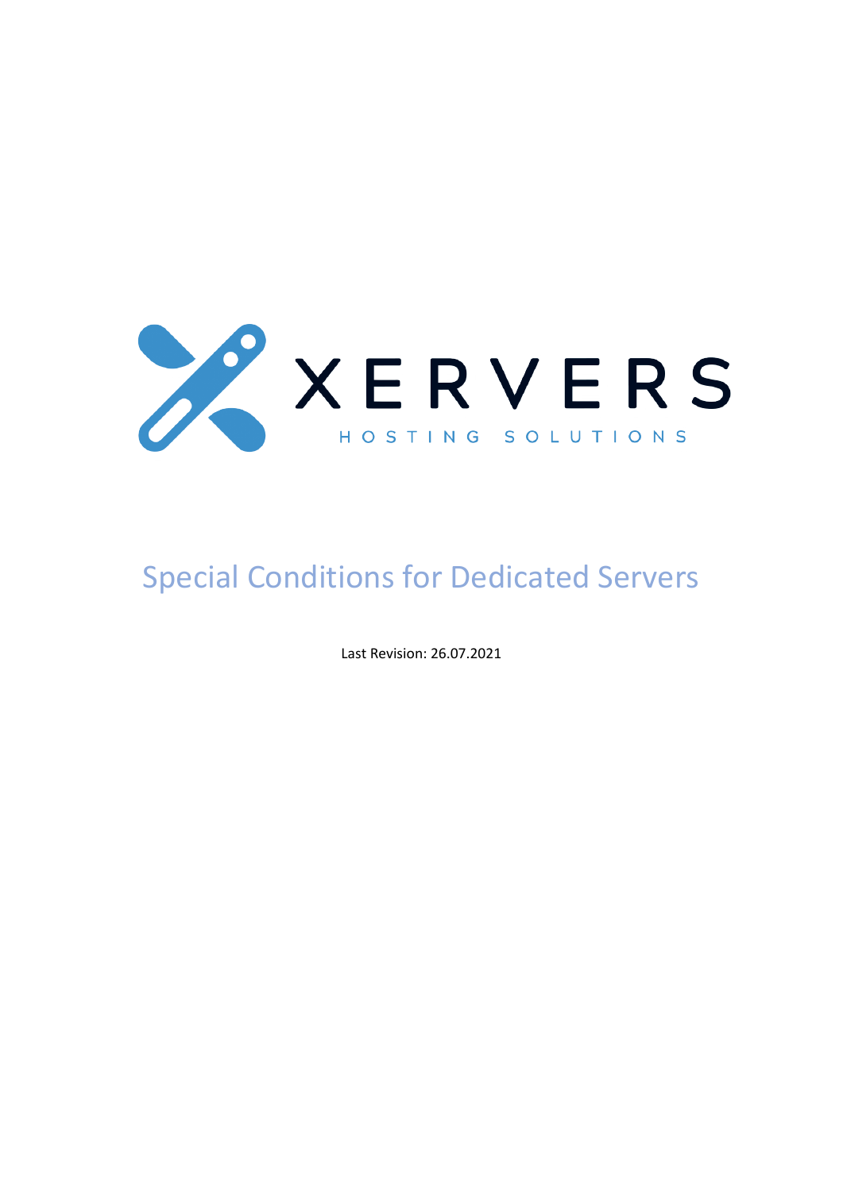XERVERS

HOSTING SOLUTIONS

# Special Conditions for Dedicated Servers

Last Revision: 26.07.2021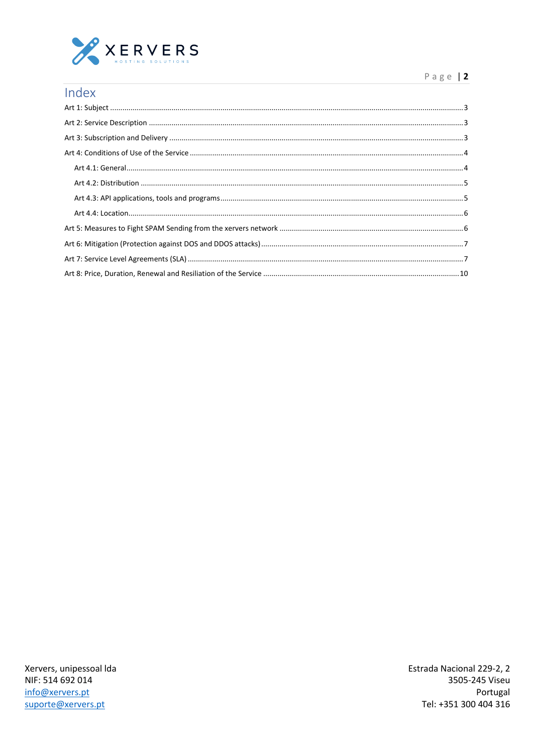# Index

Art 1: Subject ........................................................................................................................................ 3

Art 2: Service Description ........................................................................................................................ 3

Art 3: Subscription and Delivery ................................................................................................................ 3

Art 4: Conditions of Use of the Service ..................................................................................................... 4

- Art 4.1: General ................................................................................................................................... 4
- Art 4.2: Distribution ............................................................................................................................ 5
- Art 4.3: API applications, tools and programs ..................................................................................... 5
- Art 4.4: Location .................................................................................................................................. 6

Art 5: Measures to Fight SPAM Sending from the xervers network ......................................................... 6

Art 6: Mitigation (Protection against DOS and DDOS attacks) ................................................................. 7

Art 7: Service Level Agreements (SLA) ...................................................................................................... 7

Art 8: Price, Duration, Renewal and Resiliation of the Service ............................................................... 10

Xervers, unipessoal lda
NIF: 514 692 014
info@xervers.pt
suporte@xervers.pt

Estrada Nacional 229-2, 2
3505-245 Viseu
Portugal
Tel: +351 300 404 316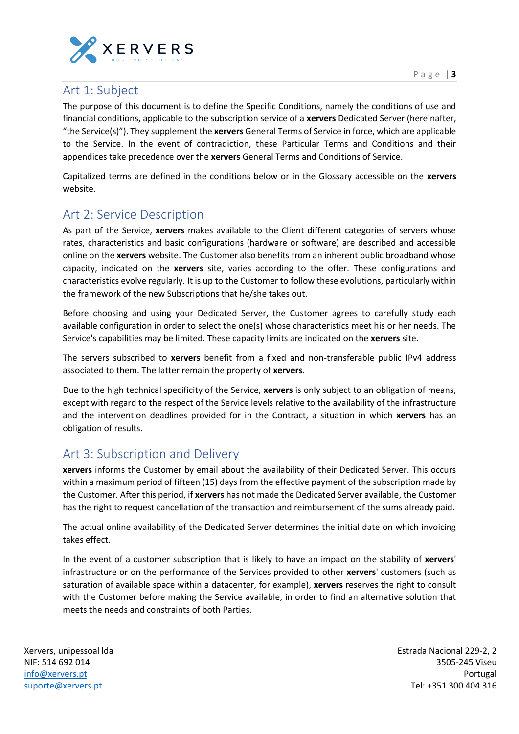## Art 1: Subject

The purpose of this document is to define the Specific Conditions, namely the conditions of use and financial conditions, applicable to the subscription service of a **xervers** Dedicated Server (hereinafter, "the Service(s)"). They supplement the **xervers** General Terms of Service in force, which are applicable to the Service. In the event of contradiction, these Particular Terms and Conditions and their appendices take precedence over the **xervers** General Terms and Conditions of Service.

Capitalized terms are defined in the conditions below or in the Glossary accessible on the **xervers** website.

## Art 2: Service Description

As part of the Service, **xervers** makes available to the Client different categories of servers whose rates, characteristics and basic configurations (hardware or software) are described and accessible online on the **xervers** website. The Customer also benefits from an inherent public broadband whose capacity, indicated on the **xervers** site, varies according to the offer. These configurations and characteristics evolve regularly. It is up to the Customer to follow these evolutions, particularly within the framework of the new Subscriptions that he/she takes out.

Before choosing and using your Dedicated Server, the Customer agrees to carefully study each available configuration in order to select the one(s) whose characteristics meet his or her needs. The Service's capabilities may be limited. These capacity limits are indicated on the **xervers** site.

The servers subscribed to **xervers** benefit from a fixed and non-transferable public IPv4 address associated to them. The latter remain the property of **xervers**.

Due to the high technical specificity of the Service, **xervers** is only subject to an obligation of means, except with regard to the respect of the Service levels relative to the availability of the infrastructure and the intervention deadlines provided for in the Contract, a situation in which **xervers** has an obligation of results.

## Art 3: Subscription and Delivery

**xervers** informs the Customer by email about the availability of their Dedicated Server. This occurs within a maximum period of fifteen (15) days from the effective payment of the subscription made by the Customer. After this period, if **xervers** has not made the Dedicated Server available, the Customer has the right to request cancellation of the transaction and reimbursement of the sums already paid.

The actual online availability of the Dedicated Server determines the initial date on which invoicing takes effect.

In the event of a customer subscription that is likely to have an impact on the stability of **xervers**' infrastructure or on the performance of the Services provided to other **xervers**' customers (such as saturation of available space within a datacenter, for example), **xervers** reserves the right to consult with the Customer before making the Service available, in order to find an alternative solution that meets the needs and constraints of both Parties.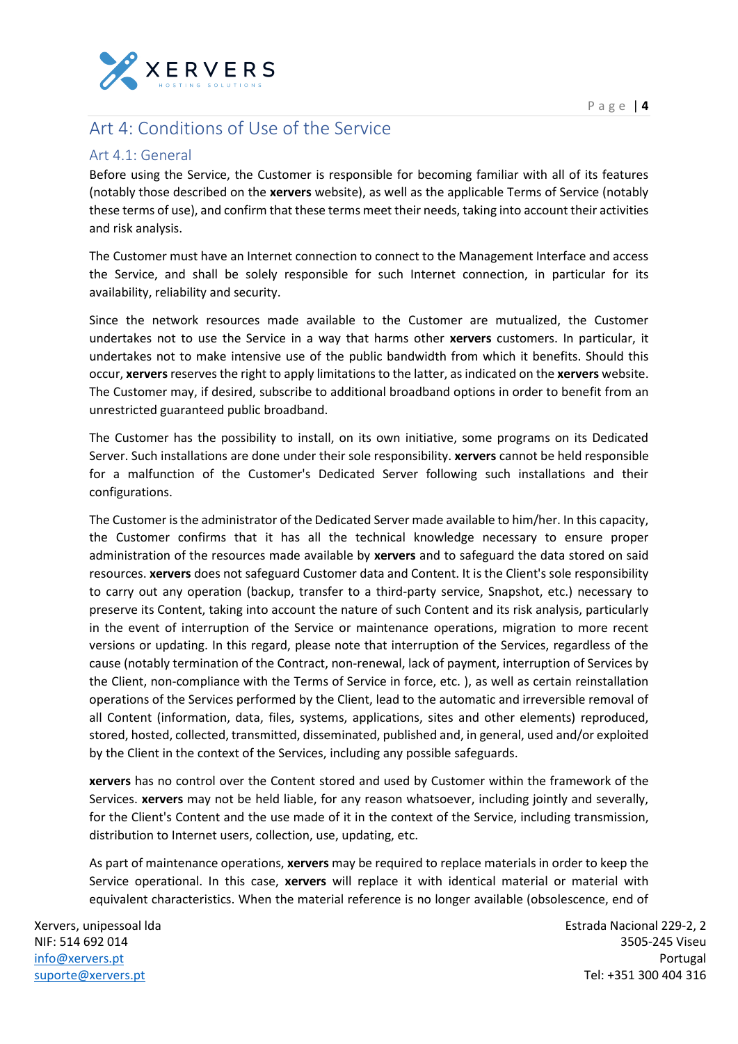## Art 4: Conditions of Use of the Service

### Art 4.1: General

Before using the Service, the Customer is responsible for becoming familiar with all of its features (notably those described on the **xervers** website), as well as the applicable Terms of Service (notably these terms of use), and confirm that these terms meet their needs, taking into account their activities and risk analysis.

The Customer must have an Internet connection to connect to the Management Interface and access the Service, and shall be solely responsible for such Internet connection, in particular for its availability, reliability and security.

Since the network resources made available to the Customer are mutualized, the Customer undertakes not to use the Service in a way that harms other **xervers** customers. In particular, it undertakes not to make intensive use of the public bandwidth from which it benefits. Should this occur, **xervers** reserves the right to apply limitations to the latter, as indicated on the **xervers** website. The Customer may, if desired, subscribe to additional broadband options in order to benefit from an unrestricted guaranteed public broadband.

The Customer has the possibility to install, on its own initiative, some programs on its Dedicated Server. Such installations are done under their sole responsibility. **xervers** cannot be held responsible for a malfunction of the Customer's Dedicated Server following such installations and their configurations.

The Customer is the administrator of the Dedicated Server made available to him/her. In this capacity, the Customer confirms that it has all the technical knowledge necessary to ensure proper administration of the resources made available by **xervers** and to safeguard the data stored on said resources. **xervers** does not safeguard Customer data and Content. It is the Client's sole responsibility to carry out any operation (backup, transfer to a third-party service, Snapshot, etc.) necessary to preserve its Content, taking into account the nature of such Content and its risk analysis, particularly in the event of interruption of the Service or maintenance operations, migration to more recent versions or updating. In this regard, please note that interruption of the Services, regardless of the cause (notably termination of the Contract, non-renewal, lack of payment, interruption of Services by the Client, non-compliance with the Terms of Service in force, etc. ), as well as certain reinstallation operations of the Services performed by the Client, lead to the automatic and irreversible removal of all Content (information, data, files, systems, applications, sites and other elements) reproduced, stored, hosted, collected, transmitted, disseminated, published and, in general, used and/or exploited by the Client in the context of the Services, including any possible safeguards.

**xervers** has no control over the Content stored and used by Customer within the framework of the Services. **xervers** may not be held liable, for any reason whatsoever, including jointly and severally, for the Client's Content and the use made of it in the context of the Service, including transmission, distribution to Internet users, collection, use, updating, etc.

As part of maintenance operations, **xervers** may be required to replace materials in order to keep the Service operational. In this case, **xervers** will replace it with identical material or material with equivalent characteristics. When the material reference is no longer available (obsolescence, end of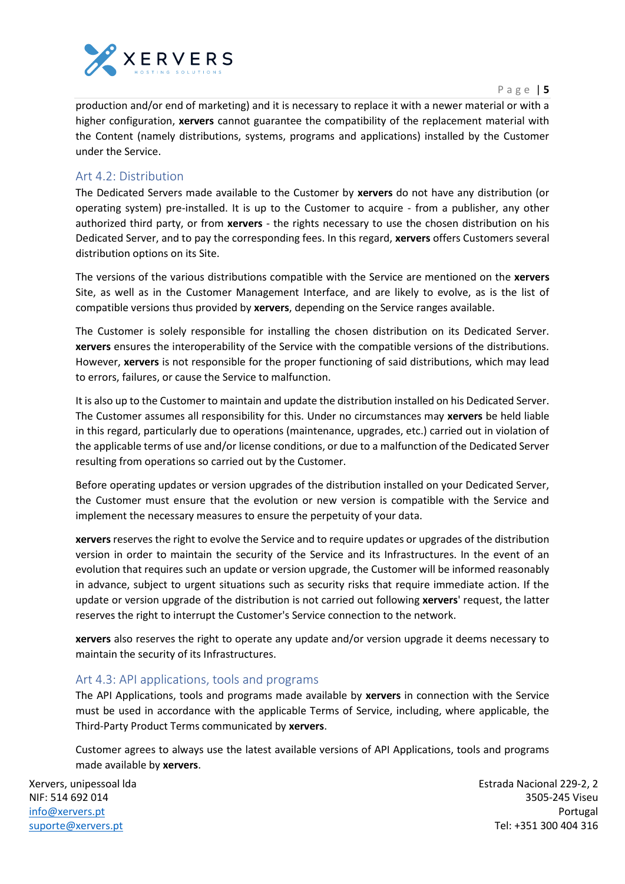production and/or end of marketing) and it is necessary to replace it with a newer material or with a higher configuration, **xervers** cannot guarantee the compatibility of the replacement material with the Content (namely distributions, systems, programs and applications) installed by the Customer under the Service.

## Art 4.2: Distribution

The Dedicated Servers made available to the Customer by **xervers** do not have any distribution (or operating system) pre-installed. It is up to the Customer to acquire - from a publisher, any other authorized third party, or from **xervers** - the rights necessary to use the chosen distribution on his Dedicated Server, and to pay the corresponding fees. In this regard, **xervers** offers Customers several distribution options on its Site.

The versions of the various distributions compatible with the Service are mentioned on the **xervers** Site, as well as in the Customer Management Interface, and are likely to evolve, as is the list of compatible versions thus provided by **xervers**, depending on the Service ranges available.

The Customer is solely responsible for installing the chosen distribution on its Dedicated Server. **xervers** ensures the interoperability of the Service with the compatible versions of the distributions. However, **xervers** is not responsible for the proper functioning of said distributions, which may lead to errors, failures, or cause the Service to malfunction.

It is also up to the Customer to maintain and update the distribution installed on his Dedicated Server. The Customer assumes all responsibility for this. Under no circumstances may **xervers** be held liable in this regard, particularly due to operations (maintenance, upgrades, etc.) carried out in violation of the applicable terms of use and/or license conditions, or due to a malfunction of the Dedicated Server resulting from operations so carried out by the Customer.

Before operating updates or version upgrades of the distribution installed on your Dedicated Server, the Customer must ensure that the evolution or new version is compatible with the Service and implement the necessary measures to ensure the perpetuity of your data.

**xervers** reserves the right to evolve the Service and to require updates or upgrades of the distribution version in order to maintain the security of the Service and its Infrastructures. In the event of an evolution that requires such an update or version upgrade, the Customer will be informed reasonably in advance, subject to urgent situations such as security risks that require immediate action. If the update or version upgrade of the distribution is not carried out following **xervers**' request, the latter reserves the right to interrupt the Customer's Service connection to the network.

**xervers** also reserves the right to operate any update and/or version upgrade it deems necessary to maintain the security of its Infrastructures.

## Art 4.3: API applications, tools and programs

The API Applications, tools and programs made available by **xervers** in connection with the Service must be used in accordance with the applicable Terms of Service, including, where applicable, the Third-Party Product Terms communicated by **xervers**.

Customer agrees to always use the latest available versions of API Applications, tools and programs made available by **xervers**.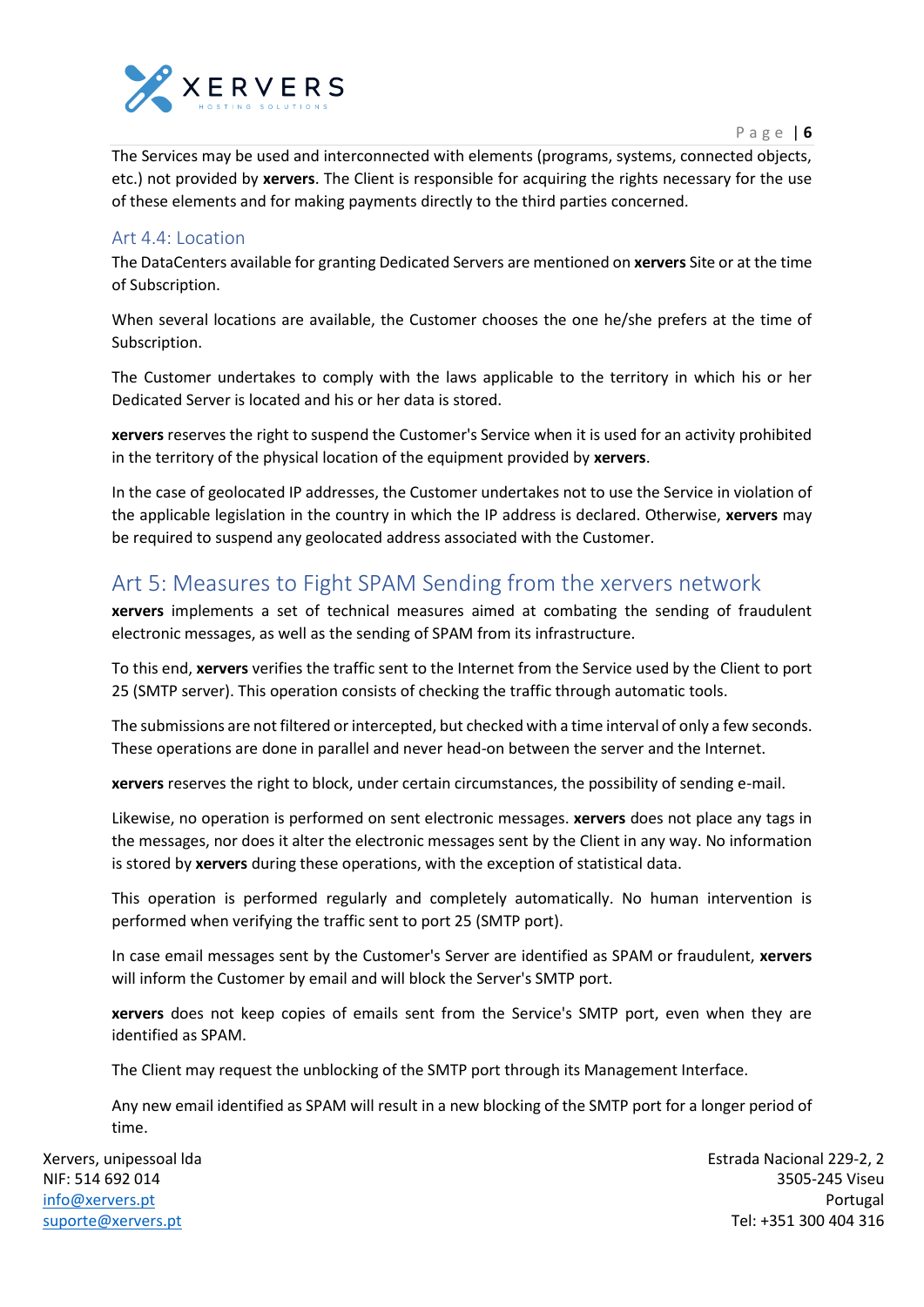The Services may be used and interconnected with elements (programs, systems, connected objects, etc.) not provided by **xervers**. The Client is responsible for acquiring the rights necessary for the use of these elements and for making payments directly to the third parties concerned.

### Art 4.4: Location

The DataCenters available for granting Dedicated Servers are mentioned on **xervers** Site or at the time of Subscription.

When several locations are available, the Customer chooses the one he/she prefers at the time of Subscription.

The Customer undertakes to comply with the laws applicable to the territory in which his or her Dedicated Server is located and his or her data is stored.

**xervers** reserves the right to suspend the Customer's Service when it is used for an activity prohibited in the territory of the physical location of the equipment provided by **xervers**.

In the case of geolocated IP addresses, the Customer undertakes not to use the Service in violation of the applicable legislation in the country in which the IP address is declared. Otherwise, **xervers** may be required to suspend any geolocated address associated with the Customer.

## Art 5: Measures to Fight SPAM Sending from the xervers network

**xervers** implements a set of technical measures aimed at combating the sending of fraudulent electronic messages, as well as the sending of SPAM from its infrastructure.

To this end, **xervers** verifies the traffic sent to the Internet from the Service used by the Client to port 25 (SMTP server). This operation consists of checking the traffic through automatic tools.

The submissions are not filtered or intercepted, but checked with a time interval of only a few seconds. These operations are done in parallel and never head-on between the server and the Internet.

**xervers** reserves the right to block, under certain circumstances, the possibility of sending e-mail.

Likewise, no operation is performed on sent electronic messages. **xervers** does not place any tags in the messages, nor does it alter the electronic messages sent by the Client in any way. No information is stored by **xervers** during these operations, with the exception of statistical data.

This operation is performed regularly and completely automatically. No human intervention is performed when verifying the traffic sent to port 25 (SMTP port).

In case email messages sent by the Customer's Server are identified as SPAM or fraudulent, **xervers** will inform the Customer by email and will block the Server's SMTP port.

**xervers** does not keep copies of emails sent from the Service's SMTP port, even when they are identified as SPAM.

The Client may request the unblocking of the SMTP port through its Management Interface.

Any new email identified as SPAM will result in a new blocking of the SMTP port for a longer period of time.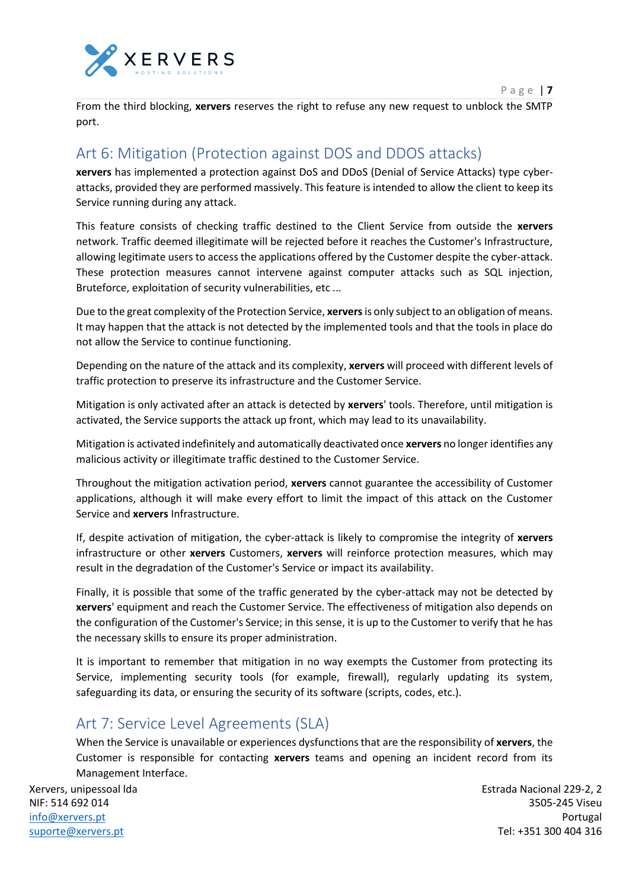From the third blocking, **xervers** reserves the right to refuse any new request to unblock the SMTP port.

## Art 6: Mitigation (Protection against DOS and DDOS attacks)

**xervers** has implemented a protection against DoS and DDoS (Denial of Service Attacks) type cyber-attacks, provided they are performed massively. This feature is intended to allow the client to keep its Service running during any attack.

This feature consists of checking traffic destined to the Client Service from outside the **xervers** network. Traffic deemed illegitimate will be rejected before it reaches the Customer's Infrastructure, allowing legitimate users to access the applications offered by the Customer despite the cyber-attack. These protection measures cannot intervene against computer attacks such as SQL injection, Bruteforce, exploitation of security vulnerabilities, etc ...

Due to the great complexity of the Protection Service, **xervers** is only subject to an obligation of means. It may happen that the attack is not detected by the implemented tools and that the tools in place do not allow the Service to continue functioning.

Depending on the nature of the attack and its complexity, **xervers** will proceed with different levels of traffic protection to preserve its infrastructure and the Customer Service.

Mitigation is only activated after an attack is detected by **xervers**' tools. Therefore, until mitigation is activated, the Service supports the attack up front, which may lead to its unavailability.

Mitigation is activated indefinitely and automatically deactivated once **xervers** no longer identifies any malicious activity or illegitimate traffic destined to the Customer Service.

Throughout the mitigation activation period, **xervers** cannot guarantee the accessibility of Customer applications, although it will make every effort to limit the impact of this attack on the Customer Service and **xervers** Infrastructure.

If, despite activation of mitigation, the cyber-attack is likely to compromise the integrity of **xervers** infrastructure or other **xervers** Customers, **xervers** will reinforce protection measures, which may result in the degradation of the Customer's Service or impact its availability.

Finally, it is possible that some of the traffic generated by the cyber-attack may not be detected by **xervers**' equipment and reach the Customer Service. The effectiveness of mitigation also depends on the configuration of the Customer's Service; in this sense, it is up to the Customer to verify that he has the necessary skills to ensure its proper administration.

It is important to remember that mitigation in no way exempts the Customer from protecting its Service, implementing security tools (for example, firewall), regularly updating its system, safeguarding its data, or ensuring the security of its software (scripts, codes, etc.).

## Art 7: Service Level Agreements (SLA)

When the Service is unavailable or experiences dysfunctions that are the responsibility of **xervers**, the Customer is responsible for contacting **xervers** teams and opening an incident record from its Management Interface.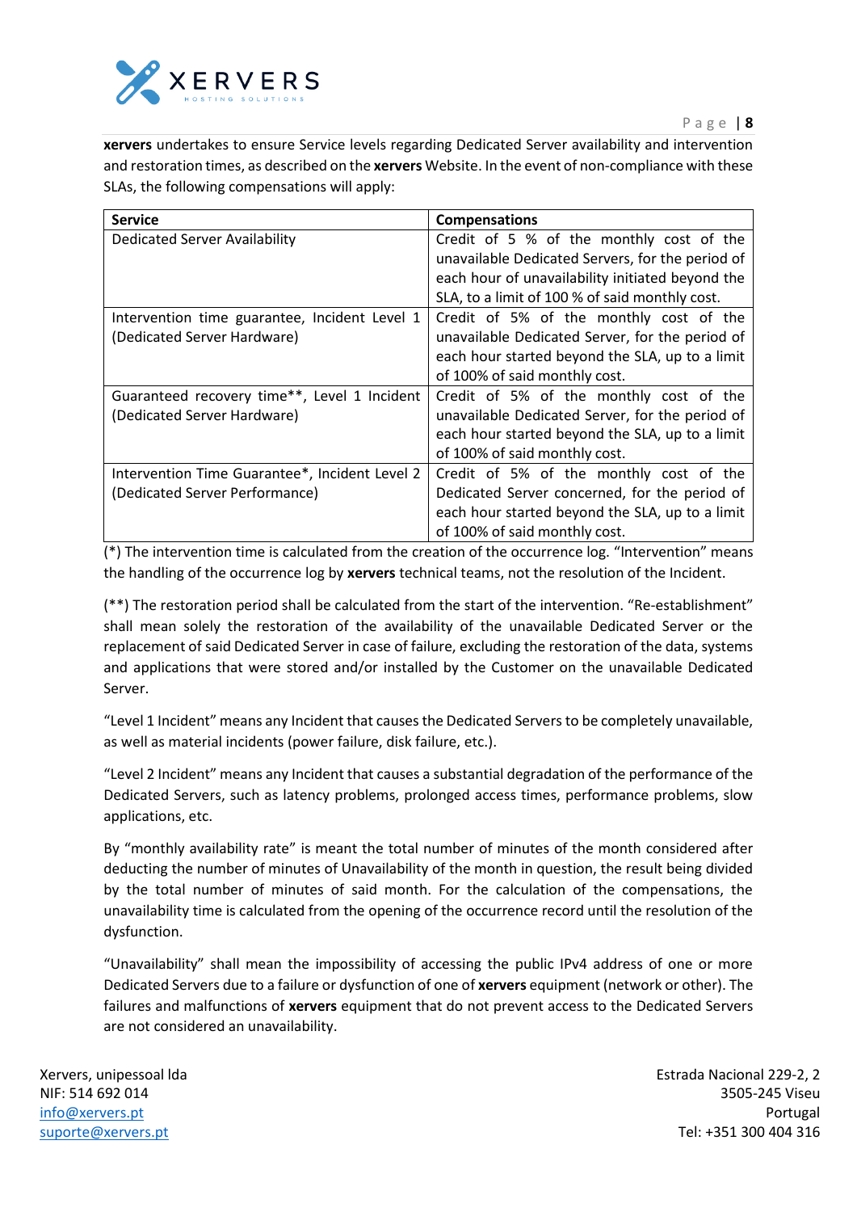**xervers** undertakes to ensure Service levels regarding Dedicated Server availability and intervention and restoration times, as described on the **xervers** Website. In the event of non-compliance with these SLAs, the following compensations will apply:

| **Service** | **Compensations** |
|---|---|
| Dedicated Server Availability | Credit of 5 % of the monthly cost of the unavailable Dedicated Servers, for the period of each hour of unavailability initiated beyond the SLA, to a limit of 100 % of said monthly cost. |
| Intervention time guarantee, Incident Level 1 (Dedicated Server Hardware) | Credit of 5% of the monthly cost of the unavailable Dedicated Server, for the period of each hour started beyond the SLA, up to a limit of 100% of said monthly cost. |
| Guaranteed recovery time**, Level 1 Incident (Dedicated Server Hardware) | Credit of 5% of the monthly cost of the unavailable Dedicated Server, for the period of each hour started beyond the SLA, up to a limit of 100% of said monthly cost. |
| Intervention Time Guarantee*, Incident Level 2 (Dedicated Server Performance) | Credit of 5% of the monthly cost of the Dedicated Server concerned, for the period of each hour started beyond the SLA, up to a limit of 100% of said monthly cost. |

(*) The intervention time is calculated from the creation of the occurrence log. "Intervention" means the handling of the occurrence log by **xervers** technical teams, not the resolution of the Incident.

(**) The restoration period shall be calculated from the start of the intervention. "Re-establishment" shall mean solely the restoration of the availability of the unavailable Dedicated Server or the replacement of said Dedicated Server in case of failure, excluding the restoration of the data, systems and applications that were stored and/or installed by the Customer on the unavailable Dedicated Server.

"Level 1 Incident" means any Incident that causes the Dedicated Servers to be completely unavailable, as well as material incidents (power failure, disk failure, etc.).

"Level 2 Incident" means any Incident that causes a substantial degradation of the performance of the Dedicated Servers, such as latency problems, prolonged access times, performance problems, slow applications, etc.

By "monthly availability rate" is meant the total number of minutes of the month considered after deducting the number of minutes of Unavailability of the month in question, the result being divided by the total number of minutes of said month. For the calculation of the compensations, the unavailability time is calculated from the opening of the occurrence record until the resolution of the dysfunction.

"Unavailability" shall mean the impossibility of accessing the public IPv4 address of one or more Dedicated Servers due to a failure or dysfunction of one of **xervers** equipment (network or other). The failures and malfunctions of **xervers** equipment that do not prevent access to the Dedicated Servers are not considered an unavailability.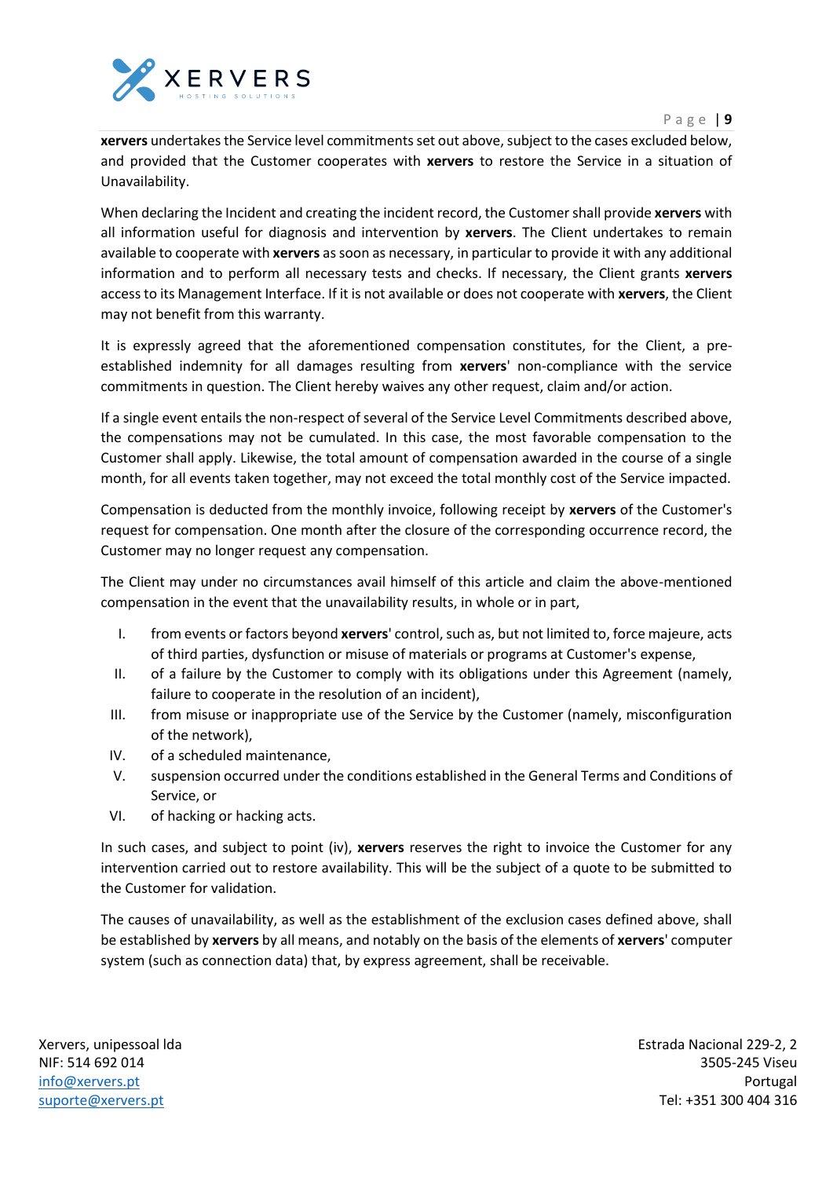**xervers** undertakes the Service level commitments set out above, subject to the cases excluded below, and provided that the Customer cooperates with **xervers** to restore the Service in a situation of Unavailability.

When declaring the Incident and creating the incident record, the Customer shall provide **xervers** with all information useful for diagnosis and intervention by **xervers**. The Client undertakes to remain available to cooperate with **xervers** as soon as necessary, in particular to provide it with any additional information and to perform all necessary tests and checks. If necessary, the Client grants **xervers** access to its Management Interface. If it is not available or does not cooperate with **xervers**, the Client may not benefit from this warranty.

It is expressly agreed that the aforementioned compensation constitutes, for the Client, a pre-established indemnity for all damages resulting from **xervers**' non-compliance with the service commitments in question. The Client hereby waives any other request, claim and/or action.

If a single event entails the non-respect of several of the Service Level Commitments described above, the compensations may not be cumulated. In this case, the most favorable compensation to the Customer shall apply. Likewise, the total amount of compensation awarded in the course of a single month, for all events taken together, may not exceed the total monthly cost of the Service impacted.

Compensation is deducted from the monthly invoice, following receipt by **xervers** of the Customer's request for compensation. One month after the closure of the corresponding occurrence record, the Customer may no longer request any compensation.

The Client may under no circumstances avail himself of this article and claim the above-mentioned compensation in the event that the unavailability results, in whole or in part,

I. from events or factors beyond **xervers**' control, such as, but not limited to, force majeure, acts of third parties, dysfunction or misuse of materials or programs at Customer's expense,
II. of a failure by the Customer to comply with its obligations under this Agreement (namely, failure to cooperate in the resolution of an incident),
III. from misuse or inappropriate use of the Service by the Customer (namely, misconfiguration of the network),
IV. of a scheduled maintenance,
V. suspension occurred under the conditions established in the General Terms and Conditions of Service, or
VI. of hacking or hacking acts.

In such cases, and subject to point (iv), **xervers** reserves the right to invoice the Customer for any intervention carried out to restore availability. This will be the subject of a quote to be submitted to the Customer for validation.

The causes of unavailability, as well as the establishment of the exclusion cases defined above, shall be established by **xervers** by all means, and notably on the basis of the elements of **xervers**' computer system (such as connection data) that, by express agreement, shall be receivable.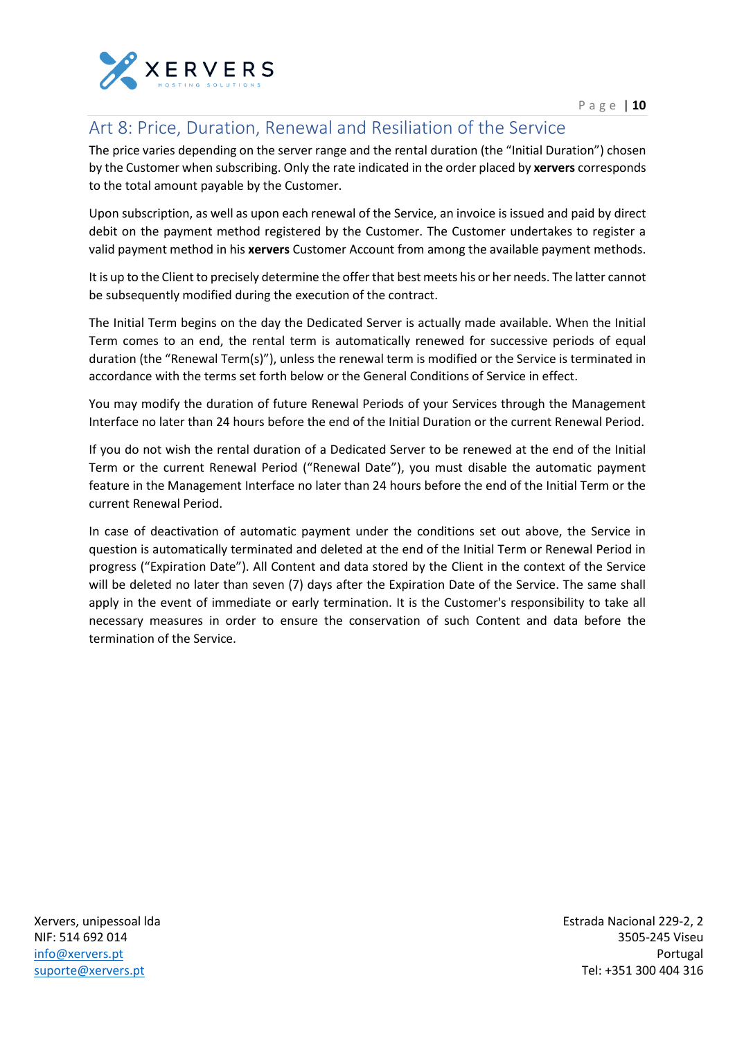## Art 8: Price, Duration, Renewal and Resiliation of the Service

The price varies depending on the server range and the rental duration (the "Initial Duration") chosen by the Customer when subscribing. Only the rate indicated in the order placed by **xervers** corresponds to the total amount payable by the Customer.

Upon subscription, as well as upon each renewal of the Service, an invoice is issued and paid by direct debit on the payment method registered by the Customer. The Customer undertakes to register a valid payment method in his **xervers** Customer Account from among the available payment methods.

It is up to the Client to precisely determine the offer that best meets his or her needs. The latter cannot be subsequently modified during the execution of the contract.

The Initial Term begins on the day the Dedicated Server is actually made available. When the Initial Term comes to an end, the rental term is automatically renewed for successive periods of equal duration (the "Renewal Term(s)"), unless the renewal term is modified or the Service is terminated in accordance with the terms set forth below or the General Conditions of Service in effect.

You may modify the duration of future Renewal Periods of your Services through the Management Interface no later than 24 hours before the end of the Initial Duration or the current Renewal Period.

If you do not wish the rental duration of a Dedicated Server to be renewed at the end of the Initial Term or the current Renewal Period ("Renewal Date"), you must disable the automatic payment feature in the Management Interface no later than 24 hours before the end of the Initial Term or the current Renewal Period.

In case of deactivation of automatic payment under the conditions set out above, the Service in question is automatically terminated and deleted at the end of the Initial Term or Renewal Period in progress ("Expiration Date"). All Content and data stored by the Client in the context of the Service will be deleted no later than seven (7) days after the Expiration Date of the Service. The same shall apply in the event of immediate or early termination. It is the Customer's responsibility to take all necessary measures in order to ensure the conservation of such Content and data before the termination of the Service.